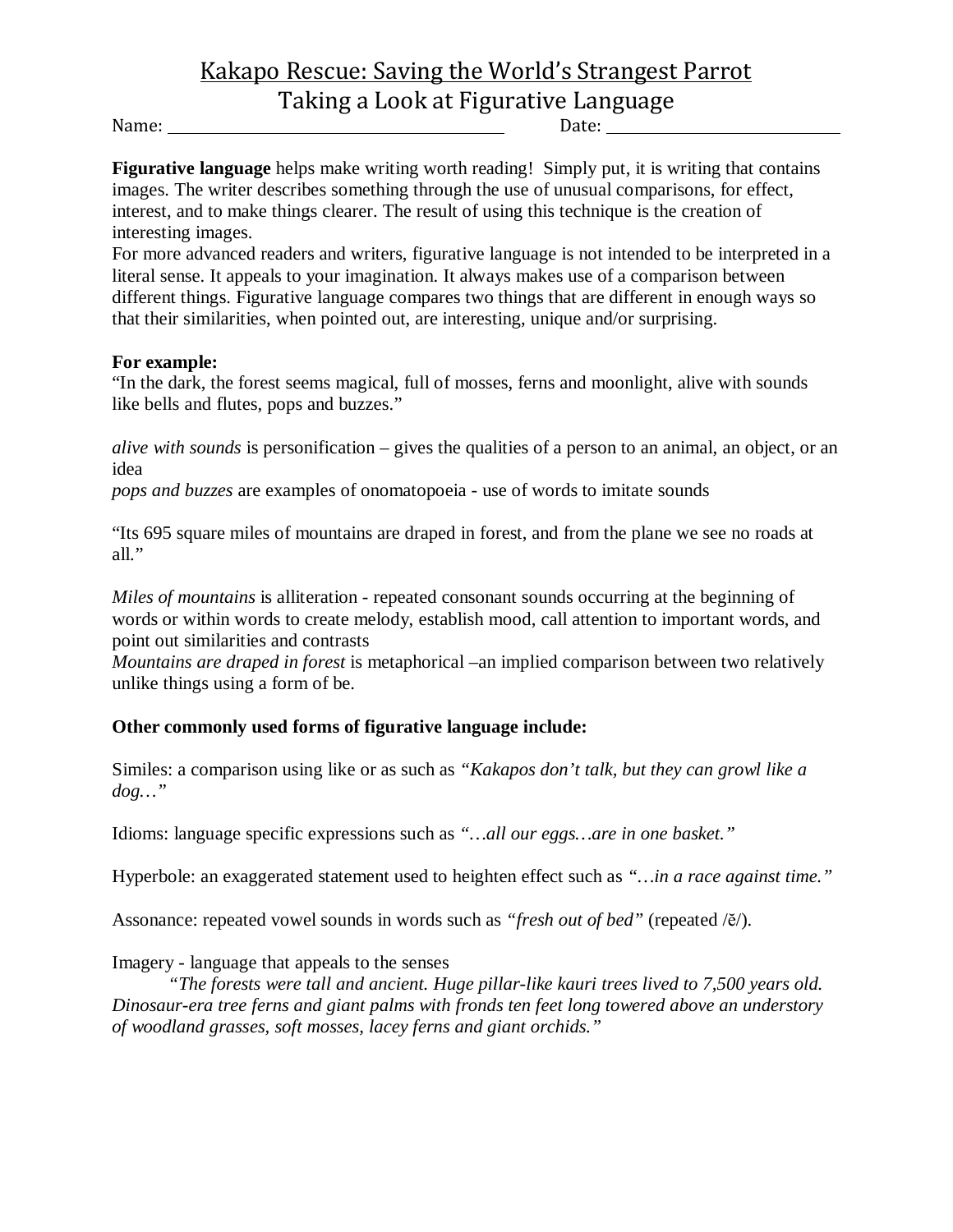# Kakapo Rescue: Saving the World's Strangest Parrot

## Taking a Look at Figurative Language

Name: ______________________________ Date: ____________________

**Figurative language** helps make writing worth reading! Simply put, it is writing that contains images. The writer describes something through the use of unusual comparisons, for effect, interest, and to make things clearer. The result of using this technique is the creation of interesting images.
For more advanced readers and writers, figurative language is not intended to be interpreted in a literal sense. It appeals to your imagination. It always makes use of a comparison between different things. Figurative language compares two things that are different in enough ways so that their similarities, when pointed out, are interesting, unique and/or surprising.

**For example:**
"In the dark, the forest seems magical, full of mosses, ferns and moonlight, alive with sounds like bells and flutes, pops and buzzes."

*alive with sounds* is personification – gives the qualities of a person to an animal, an object, or an idea
*pops and buzzes* are examples of onomatopoeia - use of words to imitate sounds

"Its 695 square miles of mountains are draped in forest, and from the plane we see no roads at all."

*Miles of mountains* is alliteration - repeated consonant sounds occurring at the beginning of words or within words to create melody, establish mood, call attention to important words, and point out similarities and contrasts
*Mountains are draped in forest* is metaphorical –an implied comparison between two relatively unlike things using a form of be.

**Other commonly used forms of figurative language include:**

Similes: a comparison using like or as such as *"Kakapos don't talk, but they can growl like a dog…"*

Idioms: language specific expressions such as *"…all our eggs…are in one basket."*

Hyperbole: an exaggerated statement used to heighten effect such as *"…in a race against time."*

Assonance: repeated vowel sounds in words such as *"fresh out of bed"* (repeated /ĕ/).

Imagery - language that appeals to the senses
*"The forests were tall and ancient. Huge pillar-like kauri trees lived to 7,500 years old. Dinosaur-era tree ferns and giant palms with fronds ten feet long towered above an understory of woodland grasses, soft mosses, lacey ferns and giant orchids."*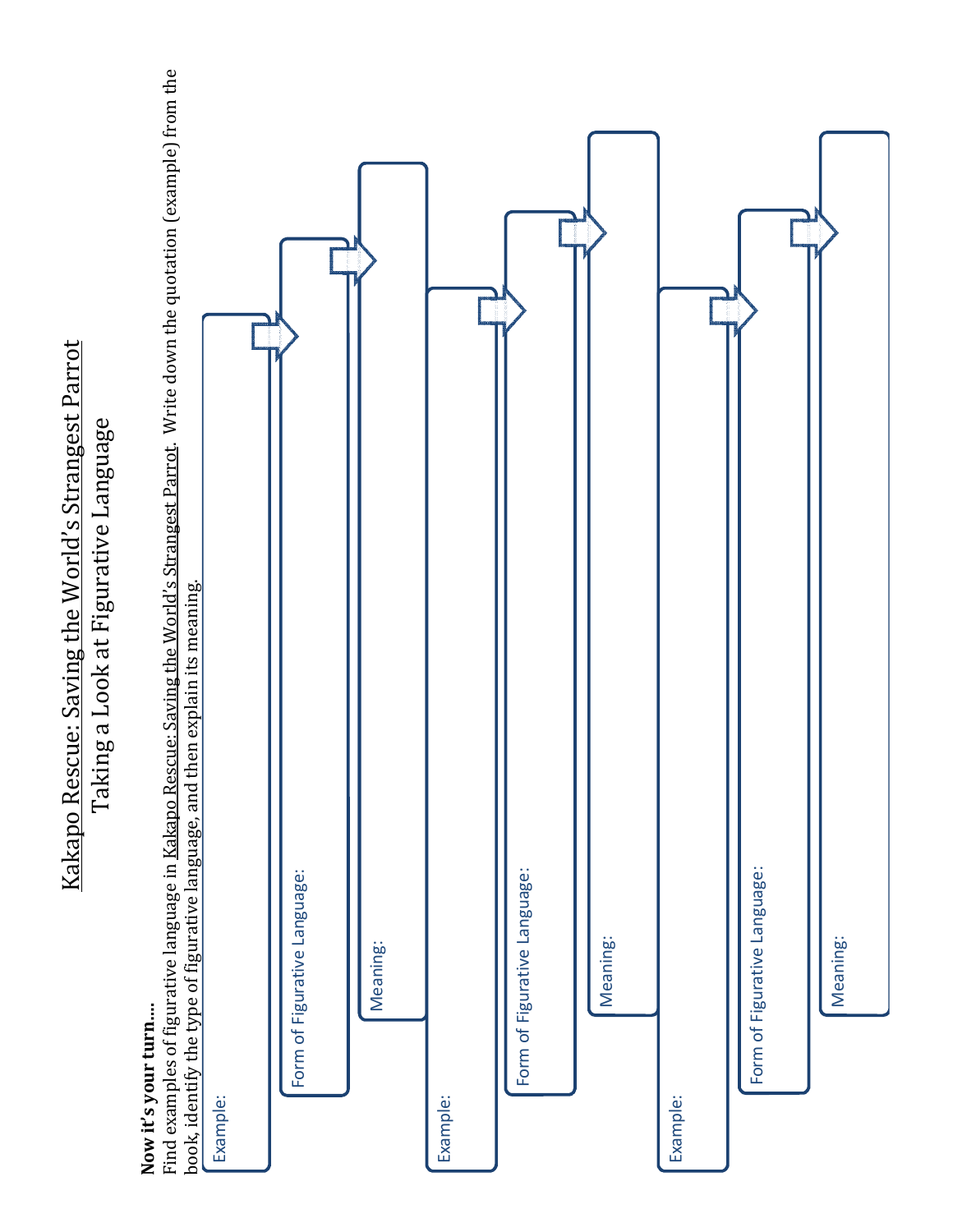# Kakapo Rescue: Saving the World's Strangest Parrot

## Taking a Look at Figurative Language

**Now it's your turn….**

Find examples of figurative language in Kakapo Rescue: Saving the World's Strangest Parrot. Write down the quotation (example) from the book, identify the type of figurative language, and then explain its meaning.

Example:

Form of Figurative Language:

Meaning:

Example:

Form of Figurative Language:

Meaning:

Example:

Form of Figurative Language:

Meaning: